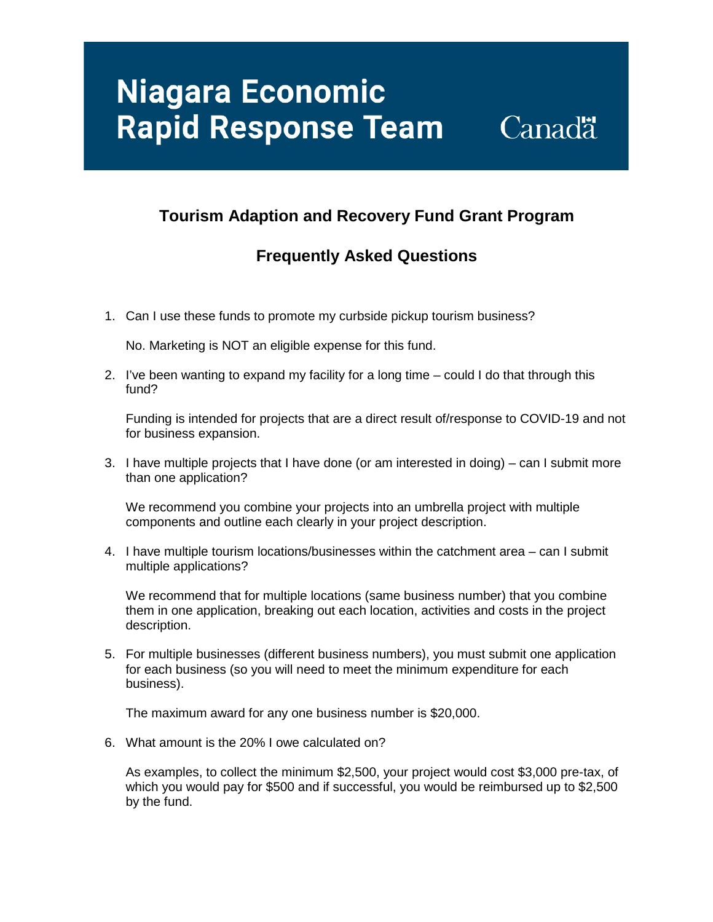# Niagara Economic Rapid Response Team

Canada

## Tourism Adaption and Recovery Fund Grant Program

## Frequently Asked Questions

1. Can I use these funds to promote my curbside pickup tourism business?

   No. Marketing is NOT an eligible expense for this fund.

2. I've been wanting to expand my facility for a long time – could I do that through this fund?

   Funding is intended for projects that are a direct result of/response to COVID-19 and not for business expansion.

3. I have multiple projects that I have done (or am interested in doing) – can I submit more than one application?

   We recommend you combine your projects into an umbrella project with multiple components and outline each clearly in your project description.

4. I have multiple tourism locations/businesses within the catchment area – can I submit multiple applications?

   We recommend that for multiple locations (same business number) that you combine them in one application, breaking out each location, activities and costs in the project description.

5. For multiple businesses (different business numbers), you must submit one application for each business (so you will need to meet the minimum expenditure for each business).

   The maximum award for any one business number is $20,000.

6. What amount is the 20% I owe calculated on?

   As examples, to collect the minimum $2,500, your project would cost $3,000 pre-tax, of which you would pay for $500 and if successful, you would be reimbursed up to $2,500 by the fund.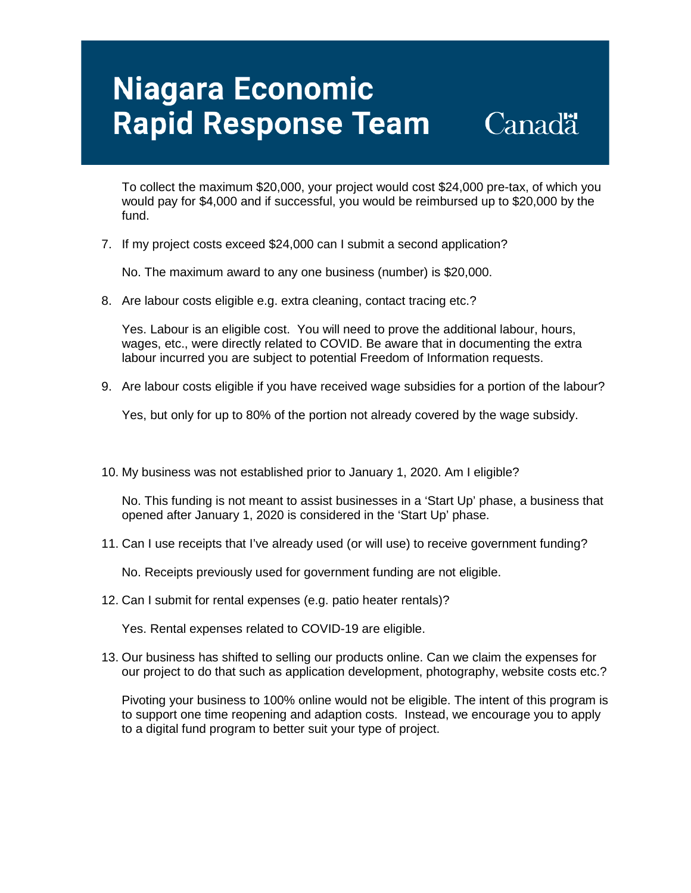# Niagara Economic Rapid Response Team

Canada

To collect the maximum $20,000, your project would cost $24,000 pre-tax, of which you would pay for $4,000 and if successful, you would be reimbursed up to $20,000 by the fund.

7. If my project costs exceed $24,000 can I submit a second application?

   No. The maximum award to any one business (number) is $20,000.

8. Are labour costs eligible e.g. extra cleaning, contact tracing etc.?

   Yes. Labour is an eligible cost. You will need to prove the additional labour, hours, wages, etc., were directly related to COVID. Be aware that in documenting the extra labour incurred you are subject to potential Freedom of Information requests.

9. Are labour costs eligible if you have received wage subsidies for a portion of the labour?

   Yes, but only for up to 80% of the portion not already covered by the wage subsidy.

10. My business was not established prior to January 1, 2020. Am I eligible?

    No. This funding is not meant to assist businesses in a 'Start Up' phase, a business that opened after January 1, 2020 is considered in the 'Start Up' phase.

11. Can I use receipts that I've already used (or will use) to receive government funding?

    No. Receipts previously used for government funding are not eligible.

12. Can I submit for rental expenses (e.g. patio heater rentals)?

    Yes. Rental expenses related to COVID-19 are eligible.

13. Our business has shifted to selling our products online. Can we claim the expenses for our project to do that such as application development, photography, website costs etc.?

    Pivoting your business to 100% online would not be eligible. The intent of this program is to support one time reopening and adaption costs. Instead, we encourage you to apply to a digital fund program to better suit your type of project.